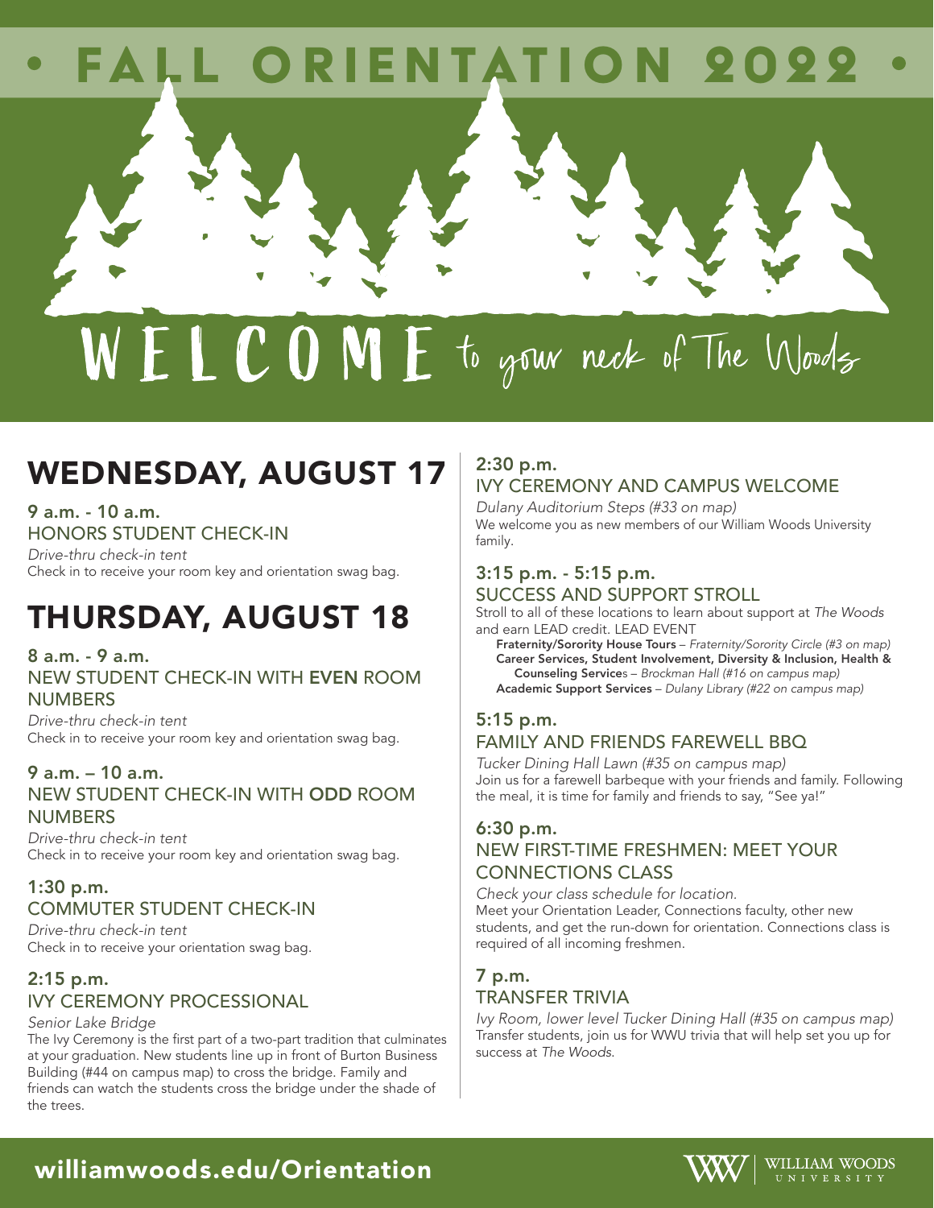# • FALL ORIENTATION 2022 •

WELCOME to your neck of The Woods

## WEDNESDAY, AUGUST 17

### 9 a.m. - 10 a.m.
### HONORS STUDENT CHECK-IN

*Drive-thru check-in tent*
Check in to receive your room key and orientation swag bag.

## THURSDAY, AUGUST 18

### 8 a.m. - 9 a.m.
### NEW STUDENT CHECK-IN WITH **EVEN** ROOM NUMBERS

*Drive-thru check-in tent*
Check in to receive your room key and orientation swag bag.

### 9 a.m. – 10 a.m.
### NEW STUDENT CHECK-IN WITH **ODD** ROOM NUMBERS

*Drive-thru check-in tent*
Check in to receive your room key and orientation swag bag.

### 1:30 p.m.
### COMMUTER STUDENT CHECK-IN

*Drive-thru check-in tent*
Check in to receive your orientation swag bag.

### 2:15 p.m.
### IVY CEREMONY PROCESSIONAL

*Senior Lake Bridge*
The Ivy Ceremony is the first part of a two-part tradition that culminates at your graduation. New students line up in front of Burton Business Building (#44 on campus map) to cross the bridge. Family and friends can watch the students cross the bridge under the shade of the trees.

### 2:30 p.m.
### IVY CEREMONY AND CAMPUS WELCOME

*Dulany Auditorium Steps (#33 on map)*
We welcome you as new members of our William Woods University family.

### 3:15 p.m. - 5:15 p.m.
### SUCCESS AND SUPPORT STROLL

Stroll to all of these locations to learn about support at *The Woods* and earn LEAD credit. LEAD EVENT

- **Fraternity/Sorority House Tours** – *Fraternity/Sorority Circle (#3 on map)*
- **Career Services, Student Involvement, Diversity & Inclusion, Health & Counseling Service**s – *Brockman Hall (#16 on campus map)*
- **Academic Support Services** – *Dulany Library (#22 on campus map)*

### 5:15 p.m.
### FAMILY AND FRIENDS FAREWELL BBQ

*Tucker Dining Hall Lawn (#35 on campus map)*
Join us for a farewell barbeque with your friends and family. Following the meal, it is time for family and friends to say, "See ya!"

### 6:30 p.m.
### NEW FIRST-TIME FRESHMEN: MEET YOUR CONNECTIONS CLASS

*Check your class schedule for location.*
Meet your Orientation Leader, Connections faculty, other new students, and get the run-down for orientation. Connections class is required of all incoming freshmen.

### 7 p.m.
### TRANSFER TRIVIA

*Ivy Room, lower level Tucker Dining Hall (#35 on campus map)*
Transfer students, join us for WWU trivia that will help set you up for success at *The Woods*.

**williamwoods.edu/Orientation**

WILLIAM WOODS UNIVERSITY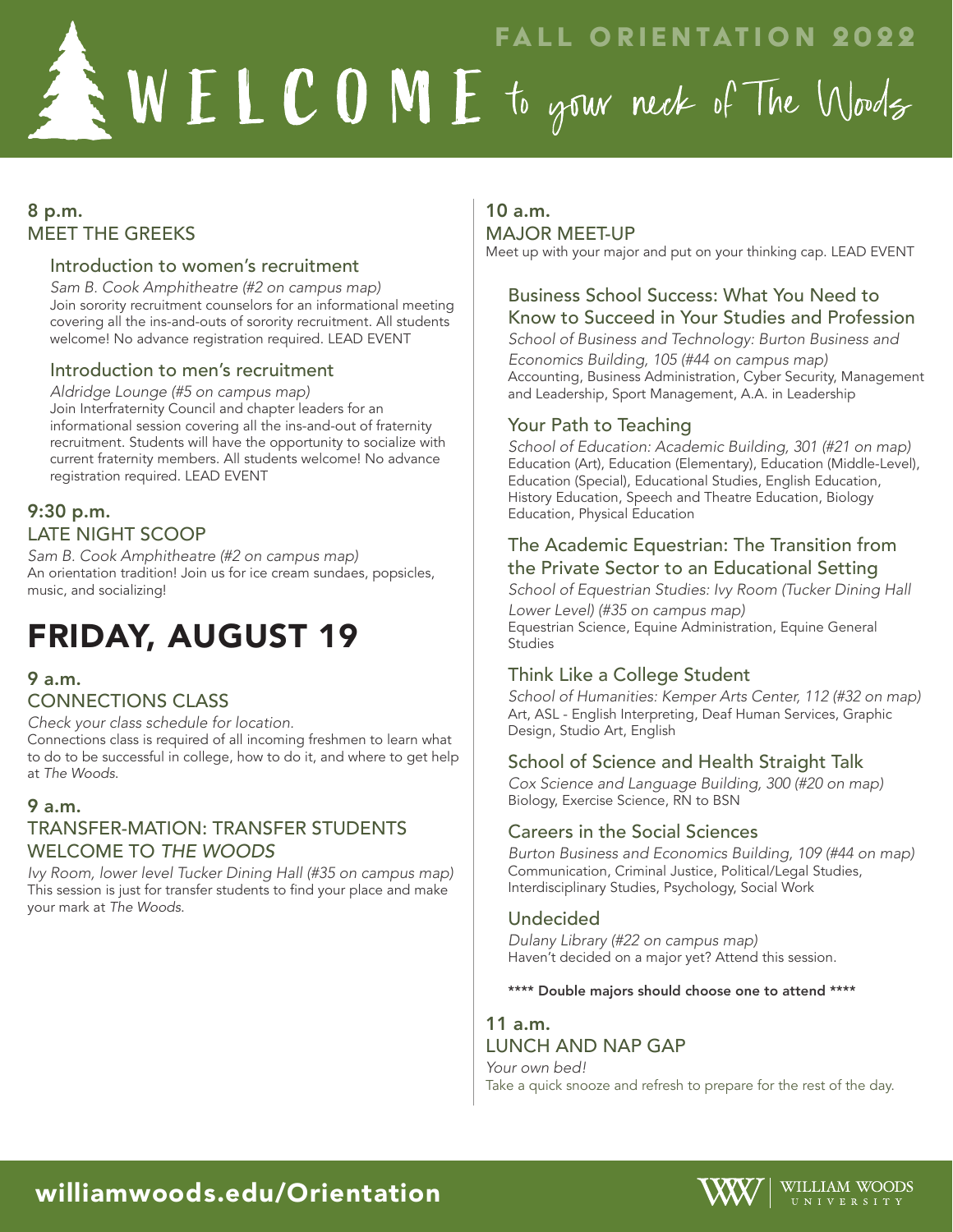# FALL ORIENTATION 2022

# WELCOME to your neck of The Woods

### 8 p.m.
### MEET THE GREEKS

#### Introduction to women's recruitment

*Sam B. Cook Amphitheatre (#2 on campus map)*
Join sorority recruitment counselors for an informational meeting covering all the ins-and-outs of sorority recruitment. All students welcome! No advance registration required. LEAD EVENT

#### Introduction to men's recruitment

*Aldridge Lounge (#5 on campus map)*
Join Interfraternity Council and chapter leaders for an informational session covering all the ins-and-out of fraternity recruitment. Students will have the opportunity to socialize with current fraternity members. All students welcome! No advance registration required. LEAD EVENT

### 9:30 p.m.
### LATE NIGHT SCOOP

*Sam B. Cook Amphitheatre (#2 on campus map)*
An orientation tradition! Join us for ice cream sundaes, popsicles, music, and socializing!

## FRIDAY, AUGUST 19

### 9 a.m.
### CONNECTIONS CLASS

*Check your class schedule for location.*
Connections class is required of all incoming freshmen to learn what to do to be successful in college, how to do it, and where to get help at *The Woods*.

### 9 a.m.
### TRANSFER-MATION: TRANSFER STUDENTS WELCOME TO *THE WOODS*

*Ivy Room, lower level Tucker Dining Hall (#35 on campus map)*
This session is just for transfer students to find your place and make your mark at *The Woods*.

### 10 a.m.
### MAJOR MEET-UP

Meet up with your major and put on your thinking cap. LEAD EVENT

#### Business School Success: What You Need to Know to Succeed in Your Studies and Profession

*School of Business and Technology: Burton Business and Economics Building, 105 (#44 on campus map)*
Accounting, Business Administration, Cyber Security, Management and Leadership, Sport Management, A.A. in Leadership

#### Your Path to Teaching

*School of Education: Academic Building, 301 (#21 on map)*
Education (Art), Education (Elementary), Education (Middle-Level), Education (Special), Educational Studies, English Education, History Education, Speech and Theatre Education, Biology Education, Physical Education

#### The Academic Equestrian: The Transition from the Private Sector to an Educational Setting

*School of Equestrian Studies: Ivy Room (Tucker Dining Hall Lower Level) (#35 on campus map)*
Equestrian Science, Equine Administration, Equine General Studies

#### Think Like a College Student

*School of Humanities: Kemper Arts Center, 112 (#32 on map)*
Art, ASL - English Interpreting, Deaf Human Services, Graphic Design, Studio Art, English

#### School of Science and Health Straight Talk

*Cox Science and Language Building, 300 (#20 on map)*
Biology, Exercise Science, RN to BSN

#### Careers in the Social Sciences

*Burton Business and Economics Building, 109 (#44 on map)*
Communication, Criminal Justice, Political/Legal Studies, Interdisciplinary Studies, Psychology, Social Work

#### Undecided

*Dulany Library (#22 on campus map)*
Haven't decided on a major yet? Attend this session.

**\*\*\*\* Double majors should choose one to attend \*\*\*\***

### 11 a.m.
### LUNCH AND NAP GAP

*Your own bed!*
Take a quick snooze and refresh to prepare for the rest of the day.

williamwoods.edu/Orientation

WILLIAM WOODS UNIVERSITY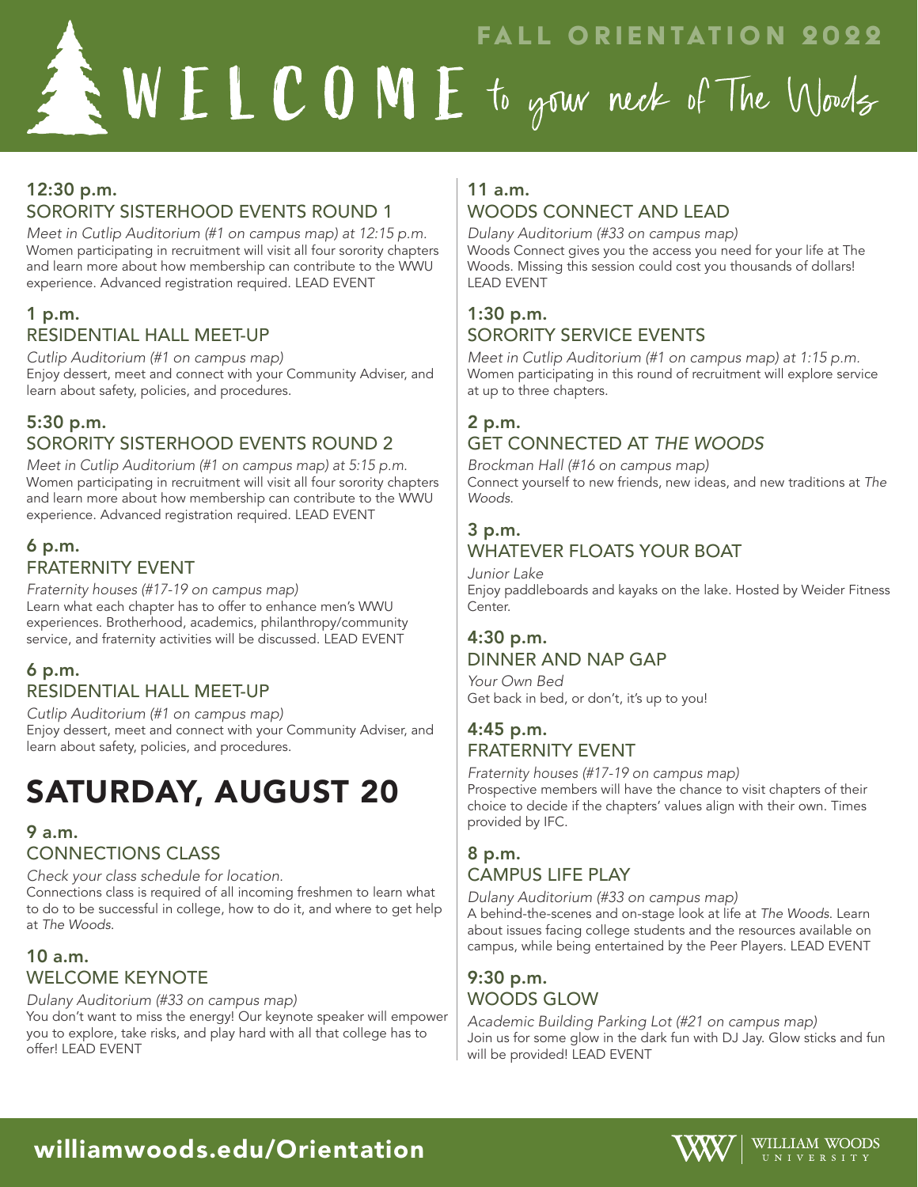# FALL ORIENTATION 2022

# WELCOME to your neck of The Woods

### 12:30 p.m.
### SORORITY SISTERHOOD EVENTS ROUND 1

*Meet in Cutlip Auditorium (#1 on campus map) at 12:15 p.m.*
Women participating in recruitment will visit all four sorority chapters and learn more about how membership can contribute to the WWU experience. Advanced registration required. LEAD EVENT

### 1 p.m.
### RESIDENTIAL HALL MEET-UP

*Cutlip Auditorium (#1 on campus map)*
Enjoy dessert, meet and connect with your Community Adviser, and learn about safety, policies, and procedures.

### 5:30 p.m.
### SORORITY SISTERHOOD EVENTS ROUND 2

*Meet in Cutlip Auditorium (#1 on campus map) at 5:15 p.m.*
Women participating in recruitment will visit all four sorority chapters and learn more about how membership can contribute to the WWU experience. Advanced registration required. LEAD EVENT

### 6 p.m.
### FRATERNITY EVENT

*Fraternity houses (#17-19 on campus map)*
Learn what each chapter has to offer to enhance men's WWU experiences. Brotherhood, academics, philanthropy/community service, and fraternity activities will be discussed. LEAD EVENT

### 6 p.m.
### RESIDENTIAL HALL MEET-UP

*Cutlip Auditorium (#1 on campus map)*
Enjoy dessert, meet and connect with your Community Adviser, and learn about safety, policies, and procedures.

## SATURDAY, AUGUST 20

### 9 a.m.
### CONNECTIONS CLASS

*Check your class schedule for location.*
Connections class is required of all incoming freshmen to learn what to do to be successful in college, how to do it, and where to get help at *The Woods.*

### 10 a.m.
### WELCOME KEYNOTE

*Dulany Auditorium (#33 on campus map)*
You don't want to miss the energy! Our keynote speaker will empower you to explore, take risks, and play hard with all that college has to offer! LEAD EVENT

### 11 a.m.
### WOODS CONNECT AND LEAD

*Dulany Auditorium (#33 on campus map)*
Woods Connect gives you the access you need for your life at The Woods. Missing this session could cost you thousands of dollars! LEAD EVENT

### 1:30 p.m.
### SORORITY SERVICE EVENTS

*Meet in Cutlip Auditorium (#1 on campus map) at 1:15 p.m.*
Women participating in this round of recruitment will explore service at up to three chapters.

### 2 p.m.
### GET CONNECTED AT *THE WOODS*

*Brockman Hall (#16 on campus map)*
Connect yourself to new friends, new ideas, and new traditions at *The Woods.*

### 3 p.m.
### WHATEVER FLOATS YOUR BOAT

*Junior Lake*
Enjoy paddleboards and kayaks on the lake. Hosted by Weider Fitness Center.

### 4:30 p.m.
### DINNER AND NAP GAP

*Your Own Bed*
Get back in bed, or don't, it's up to you!

### 4:45 p.m.
### FRATERNITY EVENT

*Fraternity houses (#17-19 on campus map)*
Prospective members will have the chance to visit chapters of their choice to decide if the chapters' values align with their own. Times provided by IFC.

### 8 p.m.
### CAMPUS LIFE PLAY

*Dulany Auditorium (#33 on campus map)*
A behind-the-scenes and on-stage look at life at *The Woods*. Learn about issues facing college students and the resources available on campus, while being entertained by the Peer Players. LEAD EVENT

### 9:30 p.m.
### WOODS GLOW

*Academic Building Parking Lot (#21 on campus map)*
Join us for some glow in the dark fun with DJ Jay. Glow sticks and fun will be provided! LEAD EVENT

**williamwoods.edu/Orientation**

WILLIAM WOODS UNIVERSITY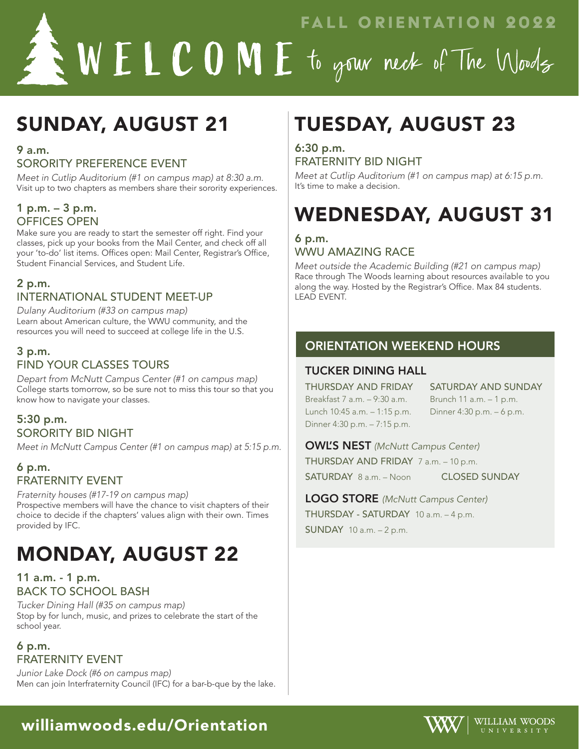FALL ORIENTATION 2022

# WELCOME to your neck of The Woods

## SUNDAY, AUGUST 21

### 9 a.m.
SORORITY PREFERENCE EVENT

*Meet in Cutlip Auditorium (#1 on campus map) at 8:30 a.m.*
Visit up to two chapters as members share their sorority experiences.

### 1 p.m. – 3 p.m.
OFFICES OPEN

Make sure you are ready to start the semester off right. Find your classes, pick up your books from the Mail Center, and check off all your 'to-do' list items. Offices open: Mail Center, Registrar's Office, Student Financial Services, and Student Life.

### 2 p.m.
INTERNATIONAL STUDENT MEET-UP

*Dulany Auditorium (#33 on campus map)*
Learn about American culture, the WWU community, and the resources you will need to succeed at college life in the U.S.

### 3 p.m.
FIND YOUR CLASSES TOURS

*Depart from McNutt Campus Center (#1 on campus map)*
College starts tomorrow, so be sure not to miss this tour so that you know how to navigate your classes.

### 5:30 p.m.
SORORITY BID NIGHT

*Meet in McNutt Campus Center (#1 on campus map) at 5:15 p.m.*

### 6 p.m.
FRATERNITY EVENT

*Fraternity houses (#17-19 on campus map)*
Prospective members will have the chance to visit chapters of their choice to decide if the chapters' values align with their own. Times provided by IFC.

## MONDAY, AUGUST 22

### 11 a.m. - 1 p.m.
BACK TO SCHOOL BASH

*Tucker Dining Hall (#35 on campus map)*
Stop by for lunch, music, and prizes to celebrate the start of the school year.

### 6 p.m.
FRATERNITY EVENT

*Junior Lake Dock (#6 on campus map)*
Men can join Interfraternity Council (IFC) for a bar-b-que by the lake.

## TUESDAY, AUGUST 23

### 6:30 p.m.
FRATERNITY BID NIGHT

*Meet at Cutlip Auditorium (#1 on campus map) at 6:15 p.m.*
It's time to make a decision.

## WEDNESDAY, AUGUST 31

### 6 p.m.
WWU AMAZING RACE

*Meet outside the Academic Building (#21 on campus map)*
Race through The Woods learning about resources available to you along the way. Hosted by the Registrar's Office. Max 84 students. LEAD EVENT.

## ORIENTATION WEEKEND HOURS

### TUCKER DINING HALL

THURSDAY AND FRIDAY
Breakfast 7 a.m. – 9:30 a.m.
Lunch 10:45 a.m. – 1:15 p.m.
Dinner 4:30 p.m. – 7:15 p.m.

SATURDAY AND SUNDAY
Brunch 11 a.m. – 1 p.m.
Dinner 4:30 p.m. – 6 p.m.

### OWL'S NEST *(McNutt Campus Center)*

THURSDAY AND FRIDAY 7 a.m. – 10 p.m.
SATURDAY 8 a.m. – Noon
CLOSED SUNDAY

### LOGO STORE *(McNutt Campus Center)*

THURSDAY - SATURDAY 10 a.m. – 4 p.m.
SUNDAY 10 a.m. – 2 p.m.

williamwoods.edu/Orientation

WILLIAM WOODS UNIVERSITY